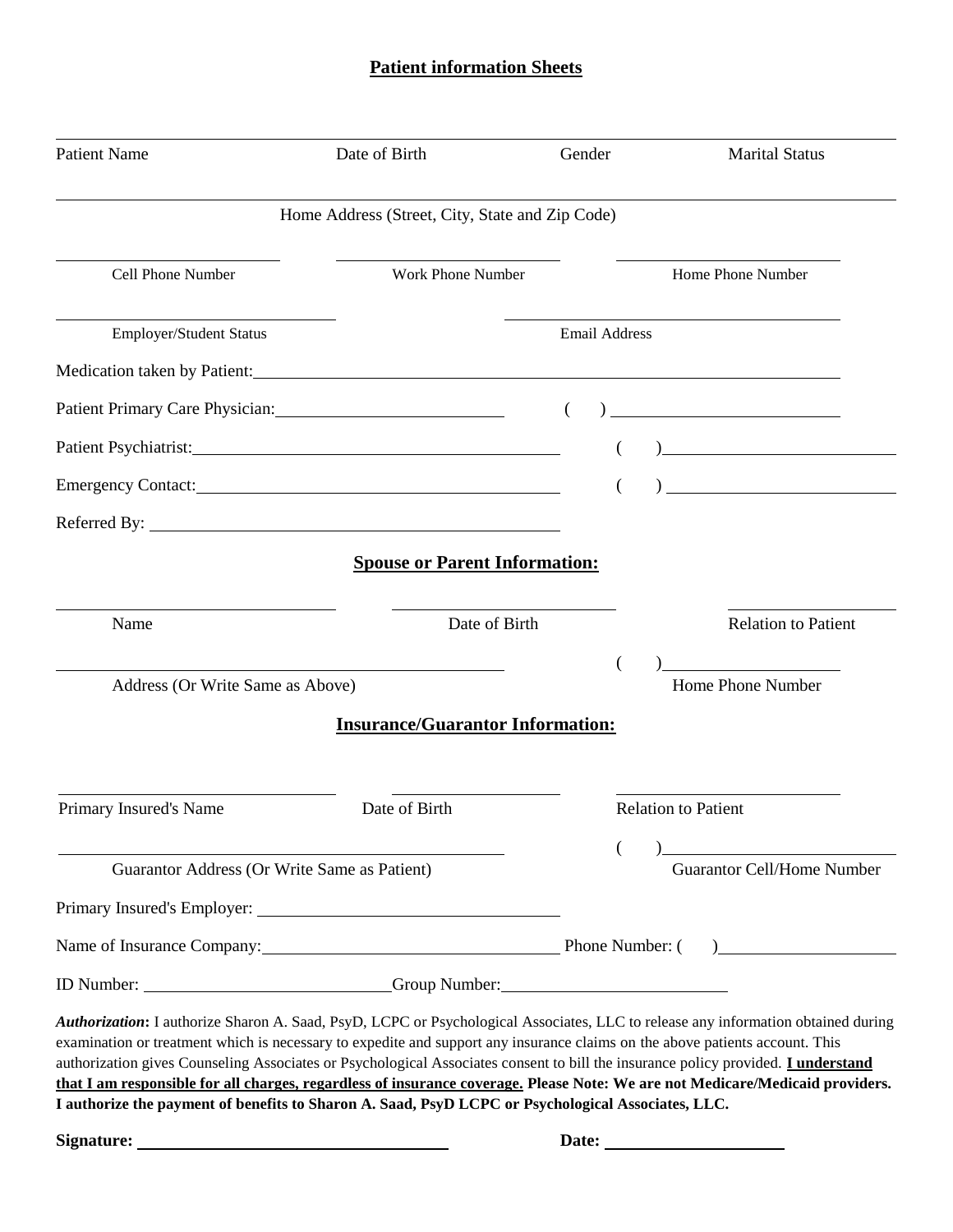# Patient information Sheets

Patient Name | Date of Birth | Gender | Marital Status

Home Address (Street, City, State and Zip Code)

Cell Phone Number | Work Phone Number | Home Phone Number

Employer/Student Status | Email Address

Medication taken by Patient: ____________________

Patient Primary Care Physician: ____________________ ( ) ____________________

Patient Psychiatrist: ____________________ ( ) ____________________

Emergency Contact: ____________________ ( ) ____________________

Referred By: ____________________

## Spouse or Parent Information:

Name | Date of Birth | Relation to Patient

Address (Or Write Same as Above) | ( ) Home Phone Number

## Insurance/Guarantor Information:

Primary Insured's Name | Date of Birth | Relation to Patient

Guarantor Address (Or Write Same as Patient) | ( ) Guarantor Cell/Home Number

Primary Insured's Employer: ____________________

Name of Insurance Company: ____________________ Phone Number: ( ) ____________________

ID Number: ____________________ Group Number: ____________________

***Authorization*:** I authorize Sharon A. Saad, PsyD, LCPC or Psychological Associates, LLC to release any information obtained during examination or treatment which is necessary to expedite and support any insurance claims on the above patients account. This authorization gives Counseling Associates or Psychological Associates consent to bill the insurance policy provided. **I understand that I am responsible for all charges, regardless of insurance coverage. Please Note: We are not Medicare/Medicaid providers. I authorize the payment of benefits to Sharon A. Saad, PsyD LCPC or Psychological Associates, LLC.**

**Signature:** ____________________ **Date:** ____________________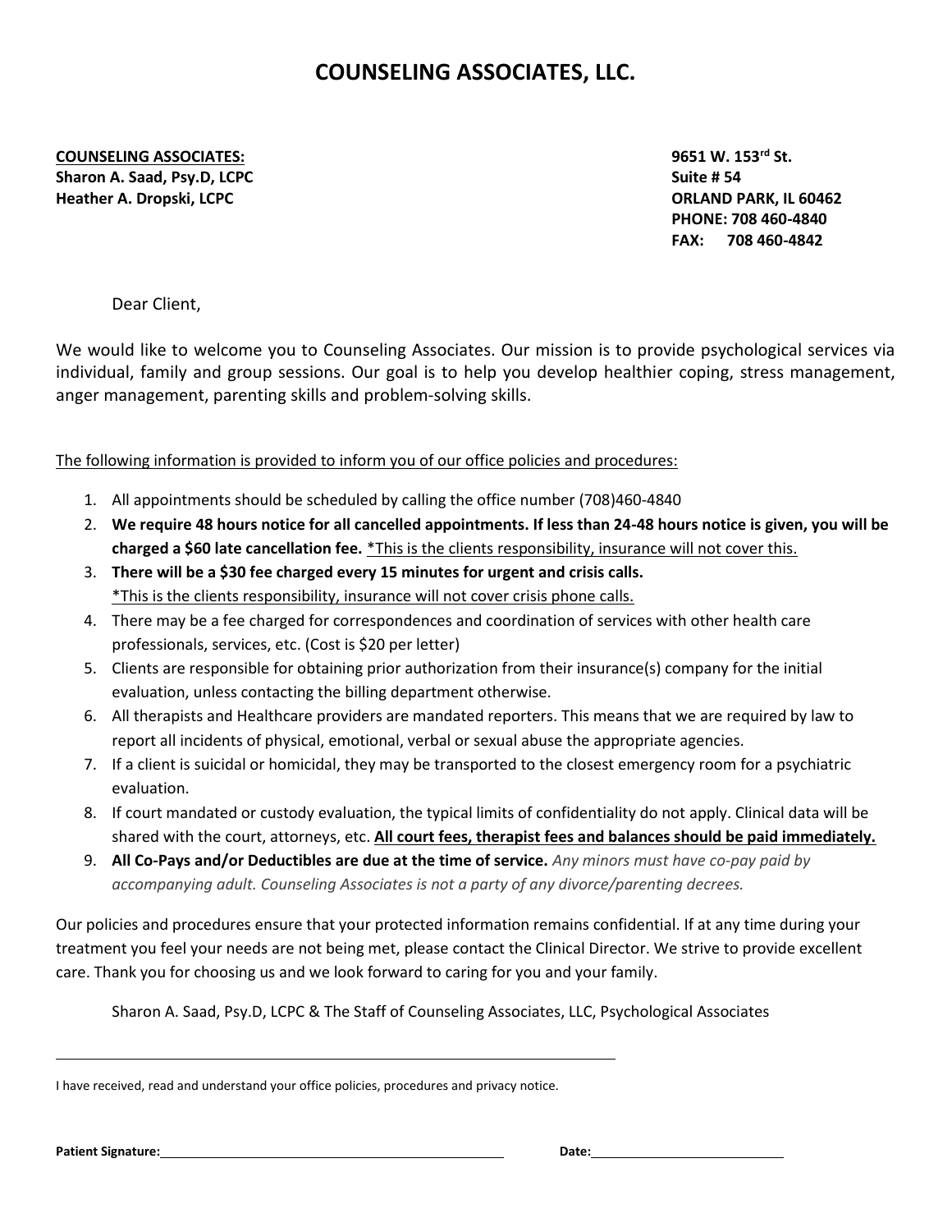# COUNSELING ASSOCIATES, LLC.

**<u>COUNSELING ASSOCIATES:</u>**
**Sharon A. Saad, Psy.D, LCPC**
**Heather A. Dropski, LCPC**

**9651 W. 153rd St.**
**Suite # 54**
**ORLAND PARK, IL 60462**
**PHONE: 708 460-4840**
**FAX: 708 460-4842**

Dear Client,

We would like to welcome you to Counseling Associates. Our mission is to provide psychological services via individual, family and group sessions. Our goal is to help you develop healthier coping, stress management, anger management, parenting skills and problem-solving skills.

<u>The following information is provided to inform you of our office policies and procedures:</u>

1. All appointments should be scheduled by calling the office number (708)460-4840
2. **We require 48 hours notice for all cancelled appointments. If less than 24-48 hours notice is given, you will be charged a $60 late cancellation fee.** <u>*This is the clients responsibility, insurance will not cover this.</u>
3. **There will be a $30 fee charged every 15 minutes for urgent and crisis calls.** <u>*This is the clients responsibility, insurance will not cover crisis phone calls.</u>
4. There may be a fee charged for correspondences and coordination of services with other health care professionals, services, etc. (Cost is $20 per letter)
5. Clients are responsible for obtaining prior authorization from their insurance(s) company for the initial evaluation, unless contacting the billing department otherwise.
6. All therapists and Healthcare providers are mandated reporters. This means that we are required by law to report all incidents of physical, emotional, verbal or sexual abuse the appropriate agencies.
7. If a client is suicidal or homicidal, they may be transported to the closest emergency room for a psychiatric evaluation.
8. If court mandated or custody evaluation, the typical limits of confidentiality do not apply. Clinical data will be shared with the court, attorneys, etc. **<u>All court fees, therapist fees and balances should be paid immediately.</u>**
9. **All Co-Pays and/or Deductibles are due at the time of service.** *Any minors must have co-pay paid by accompanying adult. Counseling Associates is not a party of any divorce/parenting decrees.*

Our policies and procedures ensure that your protected information remains confidential. If at any time during your treatment you feel your needs are not being met, please contact the Clinical Director. We strive to provide excellent care. Thank you for choosing us and we look forward to caring for you and your family.

Sharon A. Saad, Psy.D, LCPC & The Staff of Counseling Associates, LLC, Psychological Associates

______________________________________________

I have received, read and understand your office policies, procedures and privacy notice.

**Patient Signature:**______________________________ **Date:**____________________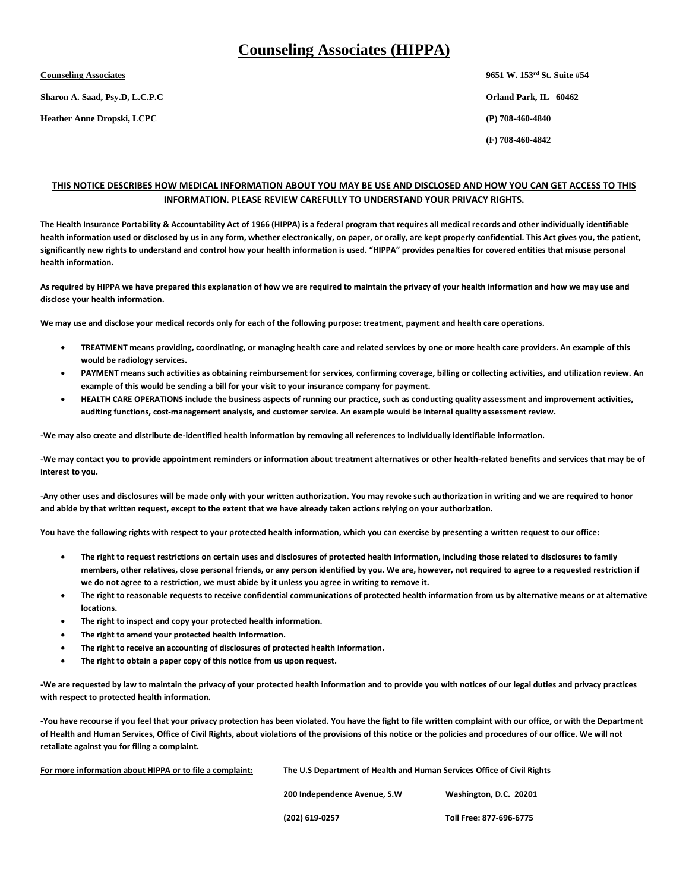# Counseling Associates (HIPPA)

**Counseling Associates**

**Sharon A. Saad, Psy.D, L.C.P.C**

**Heather Anne Dropski, LCPC**

**9651 W. 153rd St. Suite #54**

**Orland Park, IL 60462**

**(P) 708-460-4840**

**(F) 708-460-4842**

**THIS NOTICE DESCRIBES HOW MEDICAL INFORMATION ABOUT YOU MAY BE USE AND DISCLOSED AND HOW YOU CAN GET ACCESS TO THIS INFORMATION. PLEASE REVIEW CAREFULLY TO UNDERSTAND YOUR PRIVACY RIGHTS.**

**The Health Insurance Portability & Accountability Act of 1966 (HIPPA) is a federal program that requires all medical records and other individually identifiable health information used or disclosed by us in any form, whether electronically, on paper, or orally, are kept properly confidential. This Act gives you, the patient, significantly new rights to understand and control how your health information is used. "HIPPA" provides penalties for covered entities that misuse personal health information.**

**As required by HIPPA we have prepared this explanation of how we are required to maintain the privacy of your health information and how we may use and disclose your health information.**

**We may use and disclose your medical records only for each of the following purpose: treatment, payment and health care operations.**

- **TREATMENT means providing, coordinating, or managing health care and related services by one or more health care providers. An example of this would be radiology services.**
- **PAYMENT means such activities as obtaining reimbursement for services, confirming coverage, billing or collecting activities, and utilization review. An example of this would be sending a bill for your visit to your insurance company for payment.**
- **HEALTH CARE OPERATIONS include the business aspects of running our practice, such as conducting quality assessment and improvement activities, auditing functions, cost-management analysis, and customer service. An example would be internal quality assessment review.**

**-We may also create and distribute de-identified health information by removing all references to individually identifiable information.**

**-We may contact you to provide appointment reminders or information about treatment alternatives or other health-related benefits and services that may be of interest to you.**

**-Any other uses and disclosures will be made only with your written authorization. You may revoke such authorization in writing and we are required to honor and abide by that written request, except to the extent that we have already taken actions relying on your authorization.**

**You have the following rights with respect to your protected health information, which you can exercise by presenting a written request to our office:**

- **The right to request restrictions on certain uses and disclosures of protected health information, including those related to disclosures to family members, other relatives, close personal friends, or any person identified by you. We are, however, not required to agree to a requested restriction if we do not agree to a restriction, we must abide by it unless you agree in writing to remove it.**
- **The right to reasonable requests to receive confidential communications of protected health information from us by alternative means or at alternative locations.**
- **The right to inspect and copy your protected health information.**
- **The right to amend your protected health information.**
- **The right to receive an accounting of disclosures of protected health information.**
- **The right to obtain a paper copy of this notice from us upon request.**

**-We are requested by law to maintain the privacy of your protected health information and to provide you with notices of our legal duties and privacy practices with respect to protected health information.**

**-You have recourse if you feel that your privacy protection has been violated. You have the fight to file written complaint with our office, or with the Department of Health and Human Services, Office of Civil Rights, about violations of the provisions of this notice or the policies and procedures of our office. We will not retaliate against you for filing a complaint.**

**For more information about HIPPA or to file a complaint:** **The U.S Department of Health and Human Services Office of Civil Rights**

**200 Independence Avenue, S.W** **Washington, D.C. 20201**

**(202) 619-0257** **Toll Free: 877-696-6775**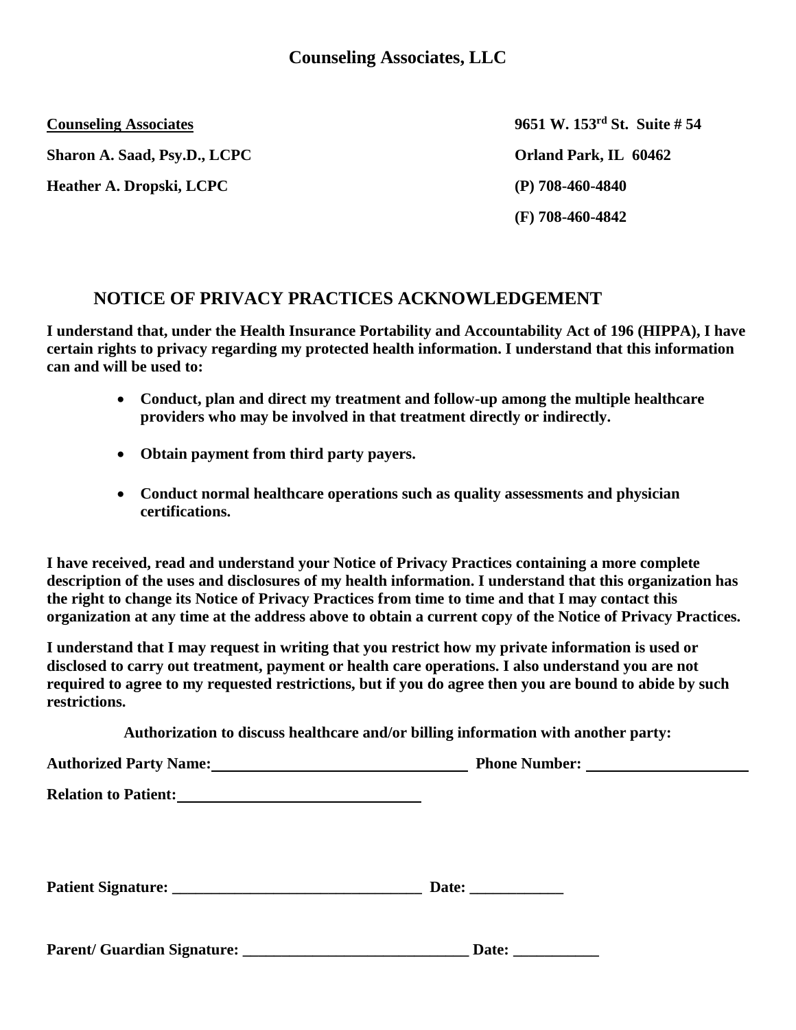# Counseling Associates, LLC

| | |
|---|---|
| **Counseling Associates** | **9651 W. 153rd St. Suite # 54** |
| **Sharon A. Saad, Psy.D., LCPC** | **Orland Park, IL 60462** |
| **Heather A. Dropski, LCPC** | **(P) 708-460-4840** |
| | **(F) 708-460-4842** |

## NOTICE OF PRIVACY PRACTICES ACKNOWLEDGEMENT

**I understand that, under the Health Insurance Portability and Accountability Act of 196 (HIPPA), I have certain rights to privacy regarding my protected health information. I understand that this information can and will be used to:**

- **Conduct, plan and direct my treatment and follow-up among the multiple healthcare providers who may be involved in that treatment directly or indirectly.**
- **Obtain payment from third party payers.**
- **Conduct normal healthcare operations such as quality assessments and physician certifications.**

**I have received, read and understand your Notice of Privacy Practices containing a more complete description of the uses and disclosures of my health information. I understand that this organization has the right to change its Notice of Privacy Practices from time to time and that I may contact this organization at any time at the address above to obtain a current copy of the Notice of Privacy Practices.**

**I understand that I may request in writing that you restrict how my private information is used or disclosed to carry out treatment, payment or health care operations. I also understand you are not required to agree to my requested restrictions, but if you do agree then you are bound to abide by such restrictions.**

**Authorization to discuss healthcare and/or billing information with another party:**

**Authorized Party Name:** ________________________________ **Phone Number:** ____________________

**Relation to Patient:** ______________________________

**Patient Signature:** ________________________________ **Date:** ____________

**Parent/ Guardian Signature:** _____________________________ **Date:** ___________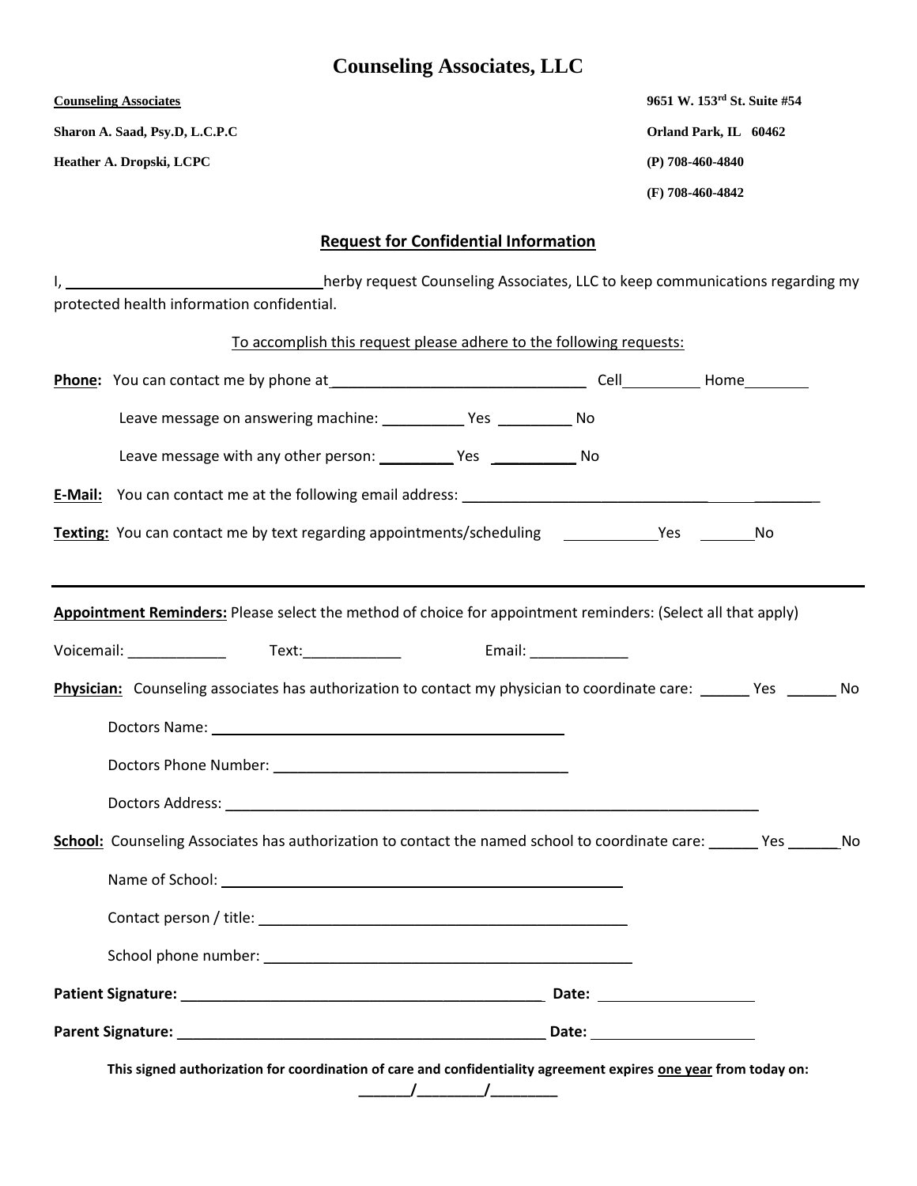# Counseling Associates, LLC

| | |
|---|---|
| **Counseling Associates** | **9651 W. 153rd St. Suite #54** |
| **Sharon A. Saad, Psy.D, L.C.P.C** | **Orland Park, IL 60462** |
| **Heather A. Dropski, LCPC** | **(P) 708-460-4840** |
| | **(F) 708-460-4842** |

## Request for Confidential Information

I, ______________________________ herby request Counseling Associates, LLC to keep communications regarding my protected health information confidential.

To accomplish this request please adhere to the following requests:

**Phone:** You can contact me by phone at ______________________________ Cell__________ Home________

Leave message on answering machine: __________ Yes _________ No

Leave message with any other person: _________ Yes __________ No

**E-Mail:** You can contact me at the following email address: ______________________________________

**Texting:** You can contact me by text regarding appointments/scheduling ___________Yes _______No

---

**Appointment Reminders:** Please select the method of choice for appointment reminders: (Select all that apply)

Voicemail: ____________ Text:____________ Email: ____________

**Physician:** Counseling associates has authorization to contact my physician to coordinate care: ______ Yes ______ No

Doctors Name: ____________________________________________

Doctors Phone Number: ____________________________________

Doctors Address: ____________________________________________________________________

**School:** Counseling Associates has authorization to contact the named school to coordinate care: ______ Yes ______No

Name of School: ________________________________________________

Contact person / title: ____________________________________________

School phone number: ____________________________________________

**Patient Signature:** ______________________________________________ **Date:** ___________________

**Parent Signature:** _______________________________________________ **Date:** ___________________

**This signed authorization for coordination of care and confidentiality agreement expires one year from today on:**

______/________/________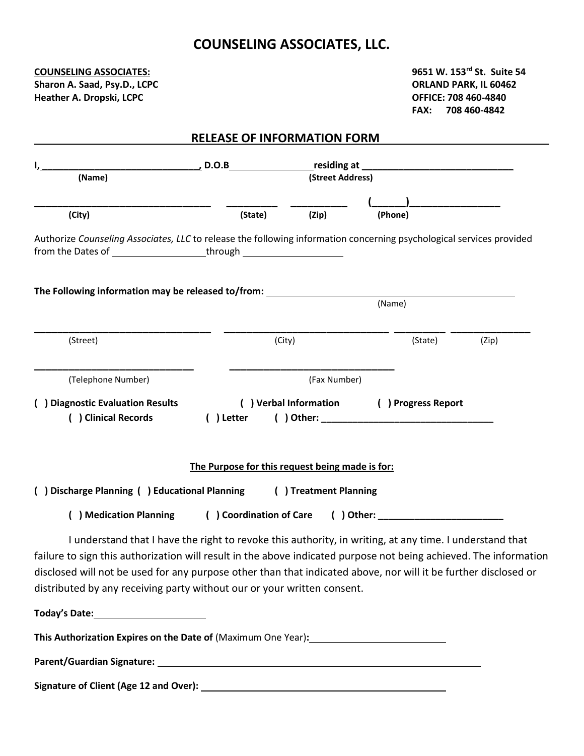# COUNSELING ASSOCIATES, LLC.

**COUNSELING ASSOCIATES:**
**Sharon A. Saad, Psy.D., LCPC**
**Heather A. Dropski, LCPC**

**9651 W. 153rd St. Suite 54**
**ORLAND PARK, IL 60462**
**OFFICE: 708 460-4840**
**FAX: 708 460-4842**

## RELEASE OF INFORMATION FORM

**I,______________________________, D.O.B_______________ residing at ____________________________**
**(Name)** **(Street Address)**

**_________________________________ __________ __________ (______)_________________**
**(City)** **(State)** **(Zip)** **(Phone)**

Authorize *Counseling Associates, LLC* to release the following information concerning psychological services provided from the Dates of __________________ through ___________________

**The Following information may be released to/from:** ______________________________________________
(Name)

_________________________________ ________________________________ __________ ______________
(Street) (City) (State) (Zip)

______________________________ ________________________________
(Telephone Number) (Fax Number)

**( ) Diagnostic Evaluation Results** **( ) Verbal Information** **( ) Progress Report**
**( ) Clinical Records** **( ) Letter** **( ) Other: _________________________________**

**The Purpose for this request being made is for:**

**( ) Discharge Planning ( ) Educational Planning** **( ) Treatment Planning**

**( ) Medication Planning** **( ) Coordination of Care** **( ) Other: ________________________**

I understand that I have the right to revoke this authority, in writing, at any time. I understand that failure to sign this authorization will result in the above indicated purpose not being achieved. The information disclosed will not be used for any purpose other than that indicated above, nor will it be further disclosed or distributed by any receiving party without our or your written consent.

**Today's Date:** ____________________

**This Authorization Expires on the Date of** (Maximum One Year)**:** _________________________

**Parent/Guardian Signature:** ______________________________________________________________

**Signature of Client (Age 12 and Over):** _______________________________________________